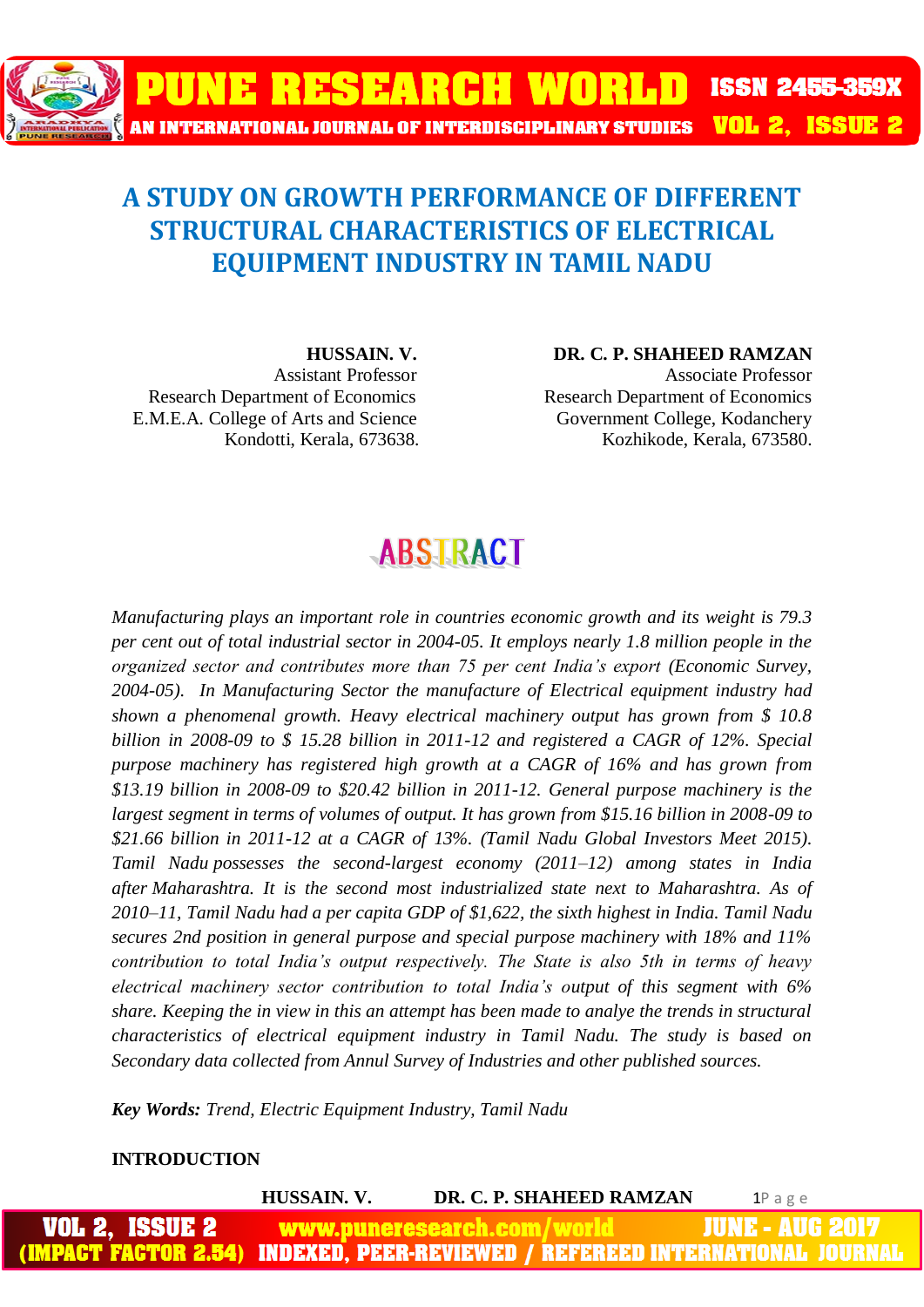# A STUDY ON GROWTH PERFORMANCE OF DIFFERENT STRUCTURAL CHARACTERISTICS OF ELECTRICAL EQUIPMENT INDUSTRY IN TAMIL NADU

**HUSSAIN. V.**
Assistant Professor
Research Department of Economics
E.M.E.A. College of Arts and Science
Kondotti, Kerala, 673638.

**DR. C. P. SHAHEED RAMZAN**
Associate Professor
Research Department of Economics
Government College, Kodanchery
Kozhikode, Kerala, 673580.

## ABSTRACT

*Manufacturing plays an important role in countries economic growth and its weight is 79.3 per cent out of total industrial sector in 2004-05. It employs nearly 1.8 million people in the organized sector and contributes more than 75 per cent India's export (Economic Survey, 2004-05). In Manufacturing Sector the manufacture of Electrical equipment industry had shown a phenomenal growth. Heavy electrical machinery output has grown from $ 10.8 billion in 2008-09 to $ 15.28 billion in 2011-12 and registered a CAGR of 12%. Special purpose machinery has registered high growth at a CAGR of 16% and has grown from $13.19 billion in 2008-09 to $20.42 billion in 2011-12. General purpose machinery is the largest segment in terms of volumes of output. It has grown from $15.16 billion in 2008-09 to $21.66 billion in 2011-12 at a CAGR of 13%. (Tamil Nadu Global Investors Meet 2015). Tamil Nadu possesses the second-largest economy (2011–12) among states in India after Maharashtra. It is the second most industrialized state next to Maharashtra. As of 2010–11, Tamil Nadu had a per capita GDP of $1,622, the sixth highest in India. Tamil Nadu secures 2nd position in general purpose and special purpose machinery with 18% and 11% contribution to total India's output respectively. The State is also 5th in terms of heavy electrical machinery sector contribution to total India's output of this segment with 6% share. Keeping the in view in this an attempt has been made to analye the trends in structural characteristics of electrical equipment industry in Tamil Nadu. The study is based on Secondary data collected from Annul Survey of Industries and other published sources.*

***Key Words:** Trend, Electric Equipment Industry, Tamil Nadu*

**INTRODUCTION**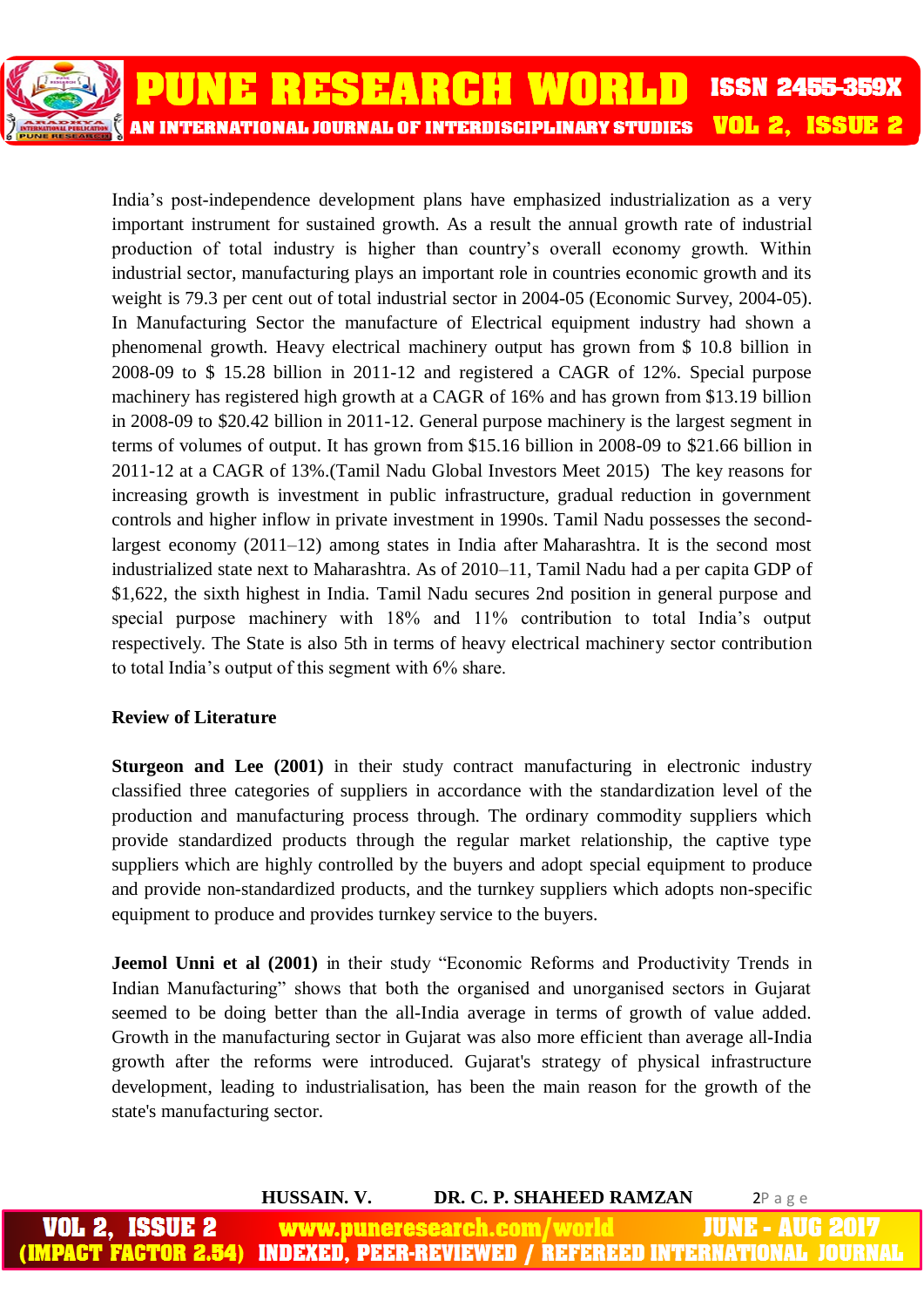India's post-independence development plans have emphasized industrialization as a very important instrument for sustained growth. As a result the annual growth rate of industrial production of total industry is higher than country's overall economy growth. Within industrial sector, manufacturing plays an important role in countries economic growth and its weight is 79.3 per cent out of total industrial sector in 2004-05 (Economic Survey, 2004-05). In Manufacturing Sector the manufacture of Electrical equipment industry had shown a phenomenal growth. Heavy electrical machinery output has grown from $ 10.8 billion in 2008-09 to $ 15.28 billion in 2011-12 and registered a CAGR of 12%. Special purpose machinery has registered high growth at a CAGR of 16% and has grown from $13.19 billion in 2008-09 to $20.42 billion in 2011-12. General purpose machinery is the largest segment in terms of volumes of output. It has grown from $15.16 billion in 2008-09 to $21.66 billion in 2011-12 at a CAGR of 13%.(Tamil Nadu Global Investors Meet 2015) The key reasons for increasing growth is investment in public infrastructure, gradual reduction in government controls and higher inflow in private investment in 1990s. Tamil Nadu possesses the second-largest economy (2011–12) among states in India after Maharashtra. It is the second most industrialized state next to Maharashtra. As of 2010–11, Tamil Nadu had a per capita GDP of $1,622, the sixth highest in India. Tamil Nadu secures 2nd position in general purpose and special purpose machinery with 18% and 11% contribution to total India's output respectively. The State is also 5th in terms of heavy electrical machinery sector contribution to total India's output of this segment with 6% share.

## Review of Literature

**Sturgeon and Lee (2001)** in their study contract manufacturing in electronic industry classified three categories of suppliers in accordance with the standardization level of the production and manufacturing process through. The ordinary commodity suppliers which provide standardized products through the regular market relationship, the captive type suppliers which are highly controlled by the buyers and adopt special equipment to produce and provide non-standardized products, and the turnkey suppliers which adopts non-specific equipment to produce and provides turnkey service to the buyers.

**Jeemol Unni et al (2001)** in their study "Economic Reforms and Productivity Trends in Indian Manufacturing" shows that both the organised and unorganised sectors in Gujarat seemed to be doing better than the all-India average in terms of growth of value added. Growth in the manufacturing sector in Gujarat was also more efficient than average all-India growth after the reforms were introduced. Gujarat's strategy of physical infrastructure development, leading to industrialisation, has been the main reason for the growth of the state's manufacturing sector.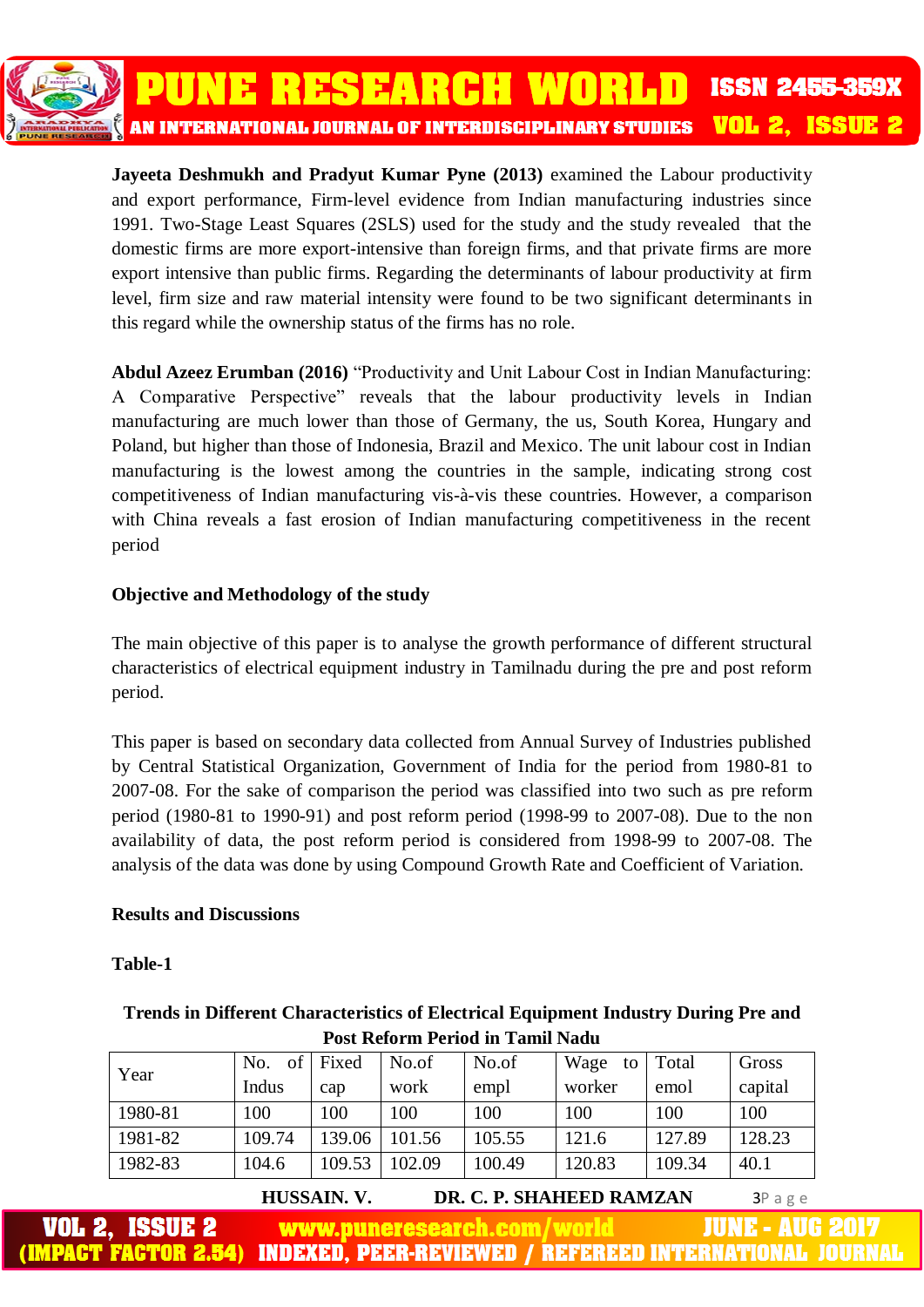**Jayeeta Deshmukh and Pradyut Kumar Pyne (2013)** examined the Labour productivity and export performance, Firm-level evidence from Indian manufacturing industries since 1991. Two-Stage Least Squares (2SLS) used for the study and the study revealed that the domestic firms are more export-intensive than foreign firms, and that private firms are more export intensive than public firms. Regarding the determinants of labour productivity at firm level, firm size and raw material intensity were found to be two significant determinants in this regard while the ownership status of the firms has no role.

**Abdul Azeez Erumban (2016)** "Productivity and Unit Labour Cost in Indian Manufacturing: A Comparative Perspective" reveals that the labour productivity levels in Indian manufacturing are much lower than those of Germany, the us, South Korea, Hungary and Poland, but higher than those of Indonesia, Brazil and Mexico. The unit labour cost in Indian manufacturing is the lowest among the countries in the sample, indicating strong cost competitiveness of Indian manufacturing vis-à-vis these countries. However, a comparison with China reveals a fast erosion of Indian manufacturing competitiveness in the recent period

**Objective and Methodology of the study**

The main objective of this paper is to analyse the growth performance of different structural characteristics of electrical equipment industry in Tamilnadu during the pre and post reform period.

This paper is based on secondary data collected from Annual Survey of Industries published by Central Statistical Organization, Government of India for the period from 1980-81 to 2007-08. For the sake of comparison the period was classified into two such as pre reform period (1980-81 to 1990-91) and post reform period (1998-99 to 2007-08). Due to the non availability of data, the post reform period is considered from 1998-99 to 2007-08. The analysis of the data was done by using Compound Growth Rate and Coefficient of Variation.

**Results and Discussions**

**Table-1**

**Trends in Different Characteristics of Electrical Equipment Industry During Pre and Post Reform Period in Tamil Nadu**

| Year | No. of Indus | Fixed cap | No.of work | No.of empl | Wage to worker | Total emol | Gross capital |
|---|---|---|---|---|---|---|---|
| 1980-81 | 100 | 100 | 100 | 100 | 100 | 100 | 100 |
| 1981-82 | 109.74 | 139.06 | 101.56 | 105.55 | 121.6 | 127.89 | 128.23 |
| 1982-83 | 104.6 | 109.53 | 102.09 | 100.49 | 120.83 | 109.34 | 40.1 |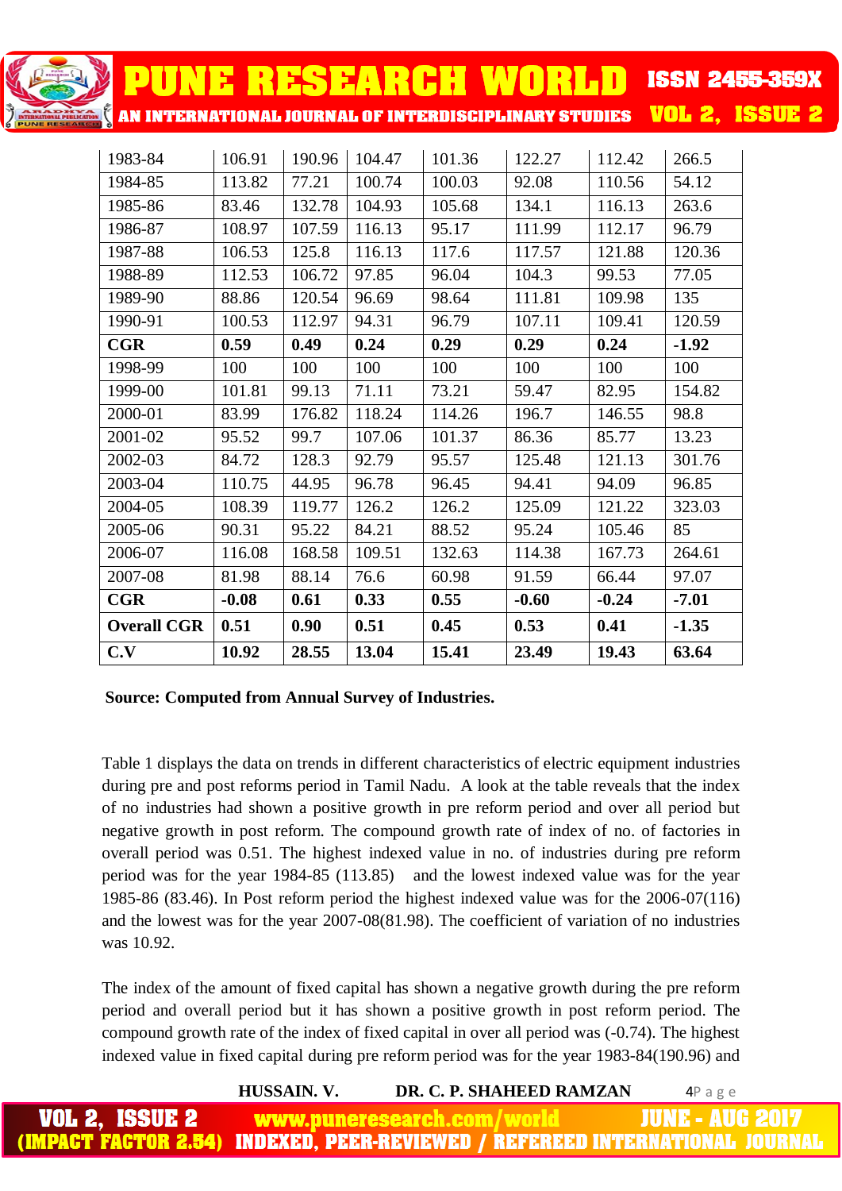| 1983-84 | 106.91 | 190.96 | 104.47 | 101.36 | 122.27 | 112.42 | 266.5 |
|---|---|---|---|---|---|---|---|
| 1984-85 | 113.82 | 77.21 | 100.74 | 100.03 | 92.08 | 110.56 | 54.12 |
| 1985-86 | 83.46 | 132.78 | 104.93 | 105.68 | 134.1 | 116.13 | 263.6 |
| 1986-87 | 108.97 | 107.59 | 116.13 | 95.17 | 111.99 | 112.17 | 96.79 |
| 1987-88 | 106.53 | 125.8 | 116.13 | 117.6 | 117.57 | 121.88 | 120.36 |
| 1988-89 | 112.53 | 106.72 | 97.85 | 96.04 | 104.3 | 99.53 | 77.05 |
| 1989-90 | 88.86 | 120.54 | 96.69 | 98.64 | 111.81 | 109.98 | 135 |
| 1990-91 | 100.53 | 112.97 | 94.31 | 96.79 | 107.11 | 109.41 | 120.59 |
| **CGR** | **0.59** | **0.49** | **0.24** | **0.29** | **0.29** | **0.24** | **-1.92** |
| 1998-99 | 100 | 100 | 100 | 100 | 100 | 100 | 100 |
| 1999-00 | 101.81 | 99.13 | 71.11 | 73.21 | 59.47 | 82.95 | 154.82 |
| 2000-01 | 83.99 | 176.82 | 118.24 | 114.26 | 196.7 | 146.55 | 98.8 |
| 2001-02 | 95.52 | 99.7 | 107.06 | 101.37 | 86.36 | 85.77 | 13.23 |
| 2002-03 | 84.72 | 128.3 | 92.79 | 95.57 | 125.48 | 121.13 | 301.76 |
| 2003-04 | 110.75 | 44.95 | 96.78 | 96.45 | 94.41 | 94.09 | 96.85 |
| 2004-05 | 108.39 | 119.77 | 126.2 | 126.2 | 125.09 | 121.22 | 323.03 |
| 2005-06 | 90.31 | 95.22 | 84.21 | 88.52 | 95.24 | 105.46 | 85 |
| 2006-07 | 116.08 | 168.58 | 109.51 | 132.63 | 114.38 | 167.73 | 264.61 |
| 2007-08 | 81.98 | 88.14 | 76.6 | 60.98 | 91.59 | 66.44 | 97.07 |
| **CGR** | **-0.08** | **0.61** | **0.33** | **0.55** | **-0.60** | **-0.24** | **-7.01** |
| **Overall CGR** | **0.51** | **0.90** | **0.51** | **0.45** | **0.53** | **0.41** | **-1.35** |
| **C.V** | **10.92** | **28.55** | **13.04** | **15.41** | **23.49** | **19.43** | **63.64** |

**Source: Computed from Annual Survey of Industries.**

Table 1 displays the data on trends in different characteristics of electric equipment industries during pre and post reforms period in Tamil Nadu. A look at the table reveals that the index of no industries had shown a positive growth in pre reform period and over all period but negative growth in post reform. The compound growth rate of index of no. of factories in overall period was 0.51. The highest indexed value in no. of industries during pre reform period was for the year 1984-85 (113.85) and the lowest indexed value was for the year 1985-86 (83.46). In Post reform period the highest indexed value was for the 2006-07(116) and the lowest was for the year 2007-08(81.98). The coefficient of variation of no industries was 10.92.

The index of the amount of fixed capital has shown a negative growth during the pre reform period and overall period but it has shown a positive growth in post reform period. The compound growth rate of the index of fixed capital in over all period was (-0.74). The highest indexed value in fixed capital during pre reform period was for the year 1983-84(190.96) and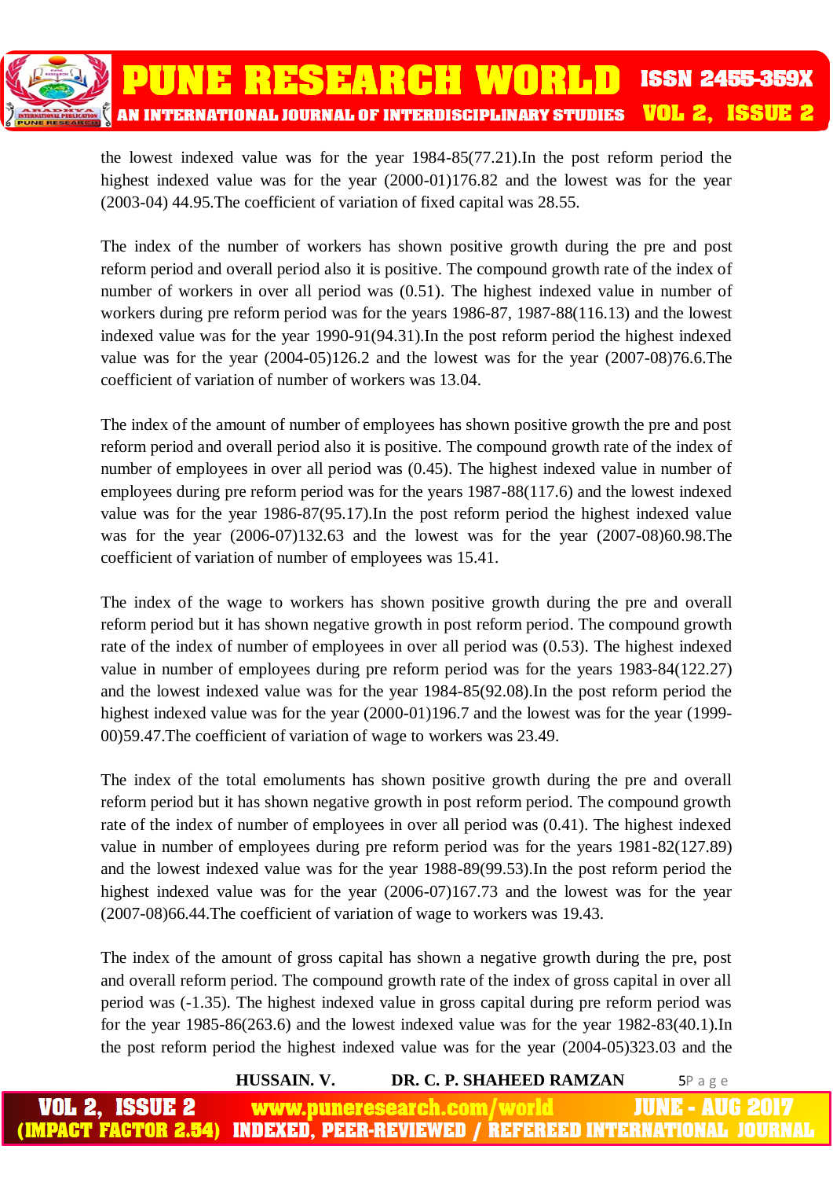the lowest indexed value was for the year 1984-85(77.21).In the post reform period the highest indexed value was for the year (2000-01)176.82 and the lowest was for the year (2003-04) 44.95.The coefficient of variation of fixed capital was 28.55.

The index of the number of workers has shown positive growth during the pre and post reform period and overall period also it is positive. The compound growth rate of the index of number of workers in over all period was (0.51). The highest indexed value in number of workers during pre reform period was for the years 1986-87, 1987-88(116.13) and the lowest indexed value was for the year 1990-91(94.31).In the post reform period the highest indexed value was for the year (2004-05)126.2 and the lowest was for the year (2007-08)76.6.The coefficient of variation of number of workers was 13.04.

The index of the amount of number of employees has shown positive growth the pre and post reform period and overall period also it is positive. The compound growth rate of the index of number of employees in over all period was (0.45). The highest indexed value in number of employees during pre reform period was for the years 1987-88(117.6) and the lowest indexed value was for the year 1986-87(95.17).In the post reform period the highest indexed value was for the year (2006-07)132.63 and the lowest was for the year (2007-08)60.98.The coefficient of variation of number of employees was 15.41.

The index of the wage to workers has shown positive growth during the pre and overall reform period but it has shown negative growth in post reform period. The compound growth rate of the index of number of employees in over all period was (0.53). The highest indexed value in number of employees during pre reform period was for the years 1983-84(122.27) and the lowest indexed value was for the year 1984-85(92.08).In the post reform period the highest indexed value was for the year (2000-01)196.7 and the lowest was for the year (1999-00)59.47.The coefficient of variation of wage to workers was 23.49.

The index of the total emoluments has shown positive growth during the pre and overall reform period but it has shown negative growth in post reform period. The compound growth rate of the index of number of employees in over all period was (0.41). The highest indexed value in number of employees during pre reform period was for the years 1981-82(127.89) and the lowest indexed value was for the year 1988-89(99.53).In the post reform period the highest indexed value was for the year (2006-07)167.73 and the lowest was for the year (2007-08)66.44.The coefficient of variation of wage to workers was 19.43.

The index of the amount of gross capital has shown a negative growth during the pre, post and overall reform period. The compound growth rate of the index of gross capital in over all period was (-1.35). The highest indexed value in gross capital during pre reform period was for the year 1985-86(263.6) and the lowest indexed value was for the year 1982-83(40.1).In the post reform period the highest indexed value was for the year (2004-05)323.03 and the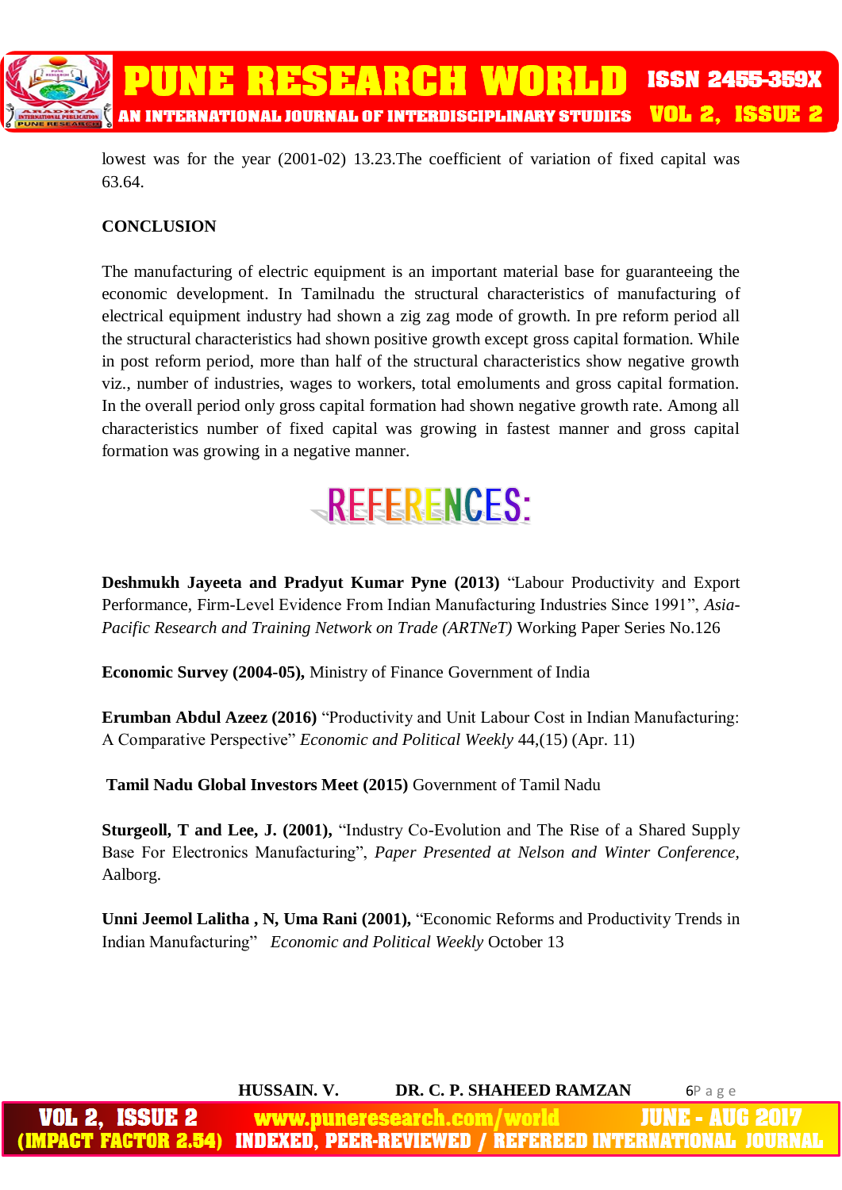lowest was for the year (2001-02) 13.23.The coefficient of variation of fixed capital was 63.64.

## CONCLUSION

The manufacturing of electric equipment is an important material base for guaranteeing the economic development. In Tamilnadu the structural characteristics of manufacturing of electrical equipment industry had shown a zig zag mode of growth. In pre reform period all the structural characteristics had shown positive growth except gross capital formation. While in post reform period, more than half of the structural characteristics show negative growth viz., number of industries, wages to workers, total emoluments and gross capital formation. In the overall period only gross capital formation had shown negative growth rate. Among all characteristics number of fixed capital was growing in fastest manner and gross capital formation was growing in a negative manner.

## REFERENCES:

**Deshmukh Jayeeta and Pradyut Kumar Pyne (2013)** "Labour Productivity and Export Performance, Firm-Level Evidence From Indian Manufacturing Industries Since 1991", *Asia-Pacific Research and Training Network on Trade (ARTNeT)* Working Paper Series No.126

**Economic Survey (2004-05),** Ministry of Finance Government of India

**Erumban Abdul Azeez (2016)** "Productivity and Unit Labour Cost in Indian Manufacturing: A Comparative Perspective" *Economic and Political Weekly* 44,(15) (Apr. 11)

**Tamil Nadu Global Investors Meet (2015)** Government of Tamil Nadu

**Sturgeoll, T and Lee, J. (2001),** "Industry Co-Evolution and The Rise of a Shared Supply Base For Electronics Manufacturing", *Paper Presented at Nelson and Winter Conference,* Aalborg.

**Unni Jeemol Lalitha , N, Uma Rani (2001),** "Economic Reforms and Productivity Trends in Indian Manufacturing" *Economic and Political Weekly* October 13